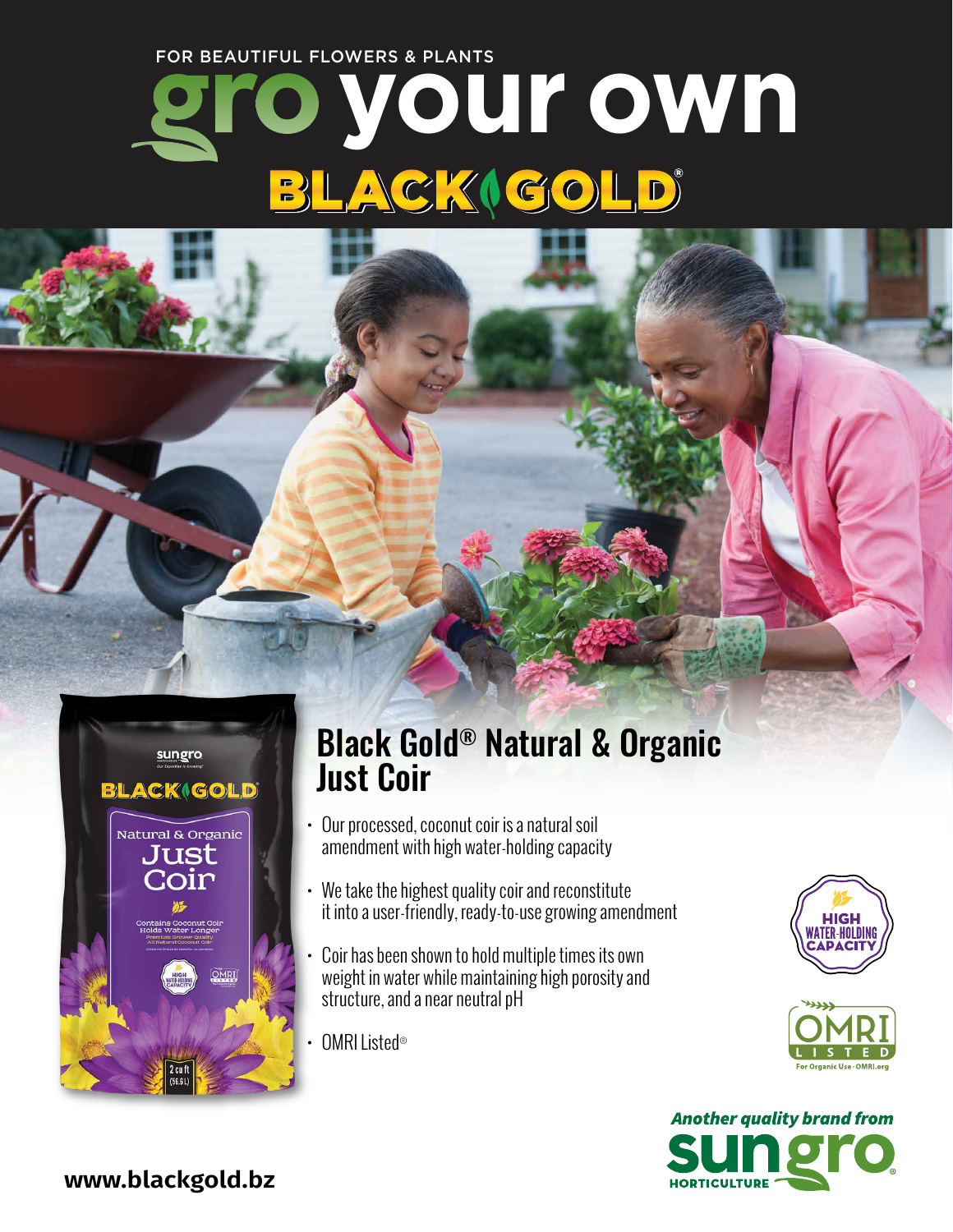FOR BEAUTIFUL FLOWERS & PLANTS

# gro your own

## BLACK GOLD®

## Black Gold® Natural & Organic Just Coir

- Our processed, coconut coir is a natural soil amendment with high water-holding capacity
- We take the highest quality coir and reconstitute it into a user-friendly, ready-to-use growing amendment
- Coir has been shown to hold multiple times its own weight in water while maintaining high porosity and structure, and a near neutral pH
- OMRI Listed®

HIGH WATER-HOLDING CAPACITY

OMRI LISTED For Organic Use · OMRI.org

*Another quality brand from* **sungro** HORTICULTURE

**www.blackgold.bz**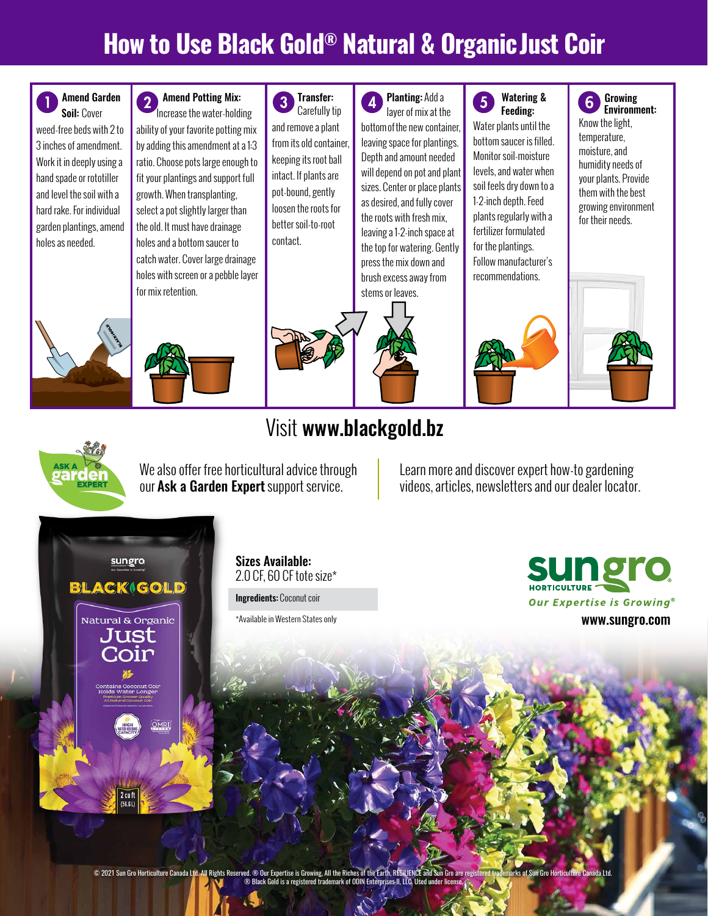# How to Use Black Gold® Natural & Organic Just Coir

1. **Amend Garden Soil:** Cover weed-free beds with 2 to 3 inches of amendment. Work it in deeply using a hand spade or rototiller and level the soil with a hard rake. For individual garden plantings, amend holes as needed.

2. **Amend Potting Mix:** Increase the water-holding ability of your favorite potting mix by adding this amendment at a 1:3 ratio. Choose pots large enough to fit your plantings and support full growth. When transplanting, select a pot slightly larger than the old. It must have drainage holes and a bottom saucer to catch water. Cover large drainage holes with screen or a pebble layer for mix retention.

3. **Transfer:** Carefully tip and remove a plant from its old container, keeping its root ball intact. If plants are pot-bound, gently loosen the roots for better soil-to-root contact.

4. **Planting:** Add a layer of mix at the bottom of the new container, leaving space for plantings. Depth and amount needed will depend on pot and plant sizes. Center or place plants as desired, and fully cover the roots with fresh mix, leaving a 1-2-inch space at the top for watering. Gently press the mix down and brush excess away from stems or leaves.

5. **Watering & Feeding:** Water plants until the bottom saucer is filled. Monitor soil-moisture levels, and water when soil feels dry down to a 1-2-inch depth. Feed plants regularly with a fertilizer formulated for the plantings. Follow manufacturer's recommendations.

6. **Growing Environment:** Know the light, temperature, moisture, and humidity needs of your plants. Provide them with the best growing environment for their needs.

Visit **www.blackgold.bz**

We also offer free horticultural advice through our **Ask a Garden Expert** support service.

Learn more and discover expert how-to gardening videos, articles, newsletters and our dealer locator.

**Sizes Available:**
2.0 CF, 60 CF tote size*

**Ingredients:** Coconut coir

*Available in Western States only

sungro HORTICULTURE
*Our Expertise is Growing®*
**www.sungro.com**

© 2021 Sun Gro Horticulture Canada Ltd. All Rights Reserved. ® Our Expertise is Growing, All the Riches of the Earth, RESILIENCE and Sun Gro are registered trademarks of Sun Gro Horticulture Canada Ltd.
® Black Gold is a registered trademark of ODIN Enterprises II, LLC, Used under license.